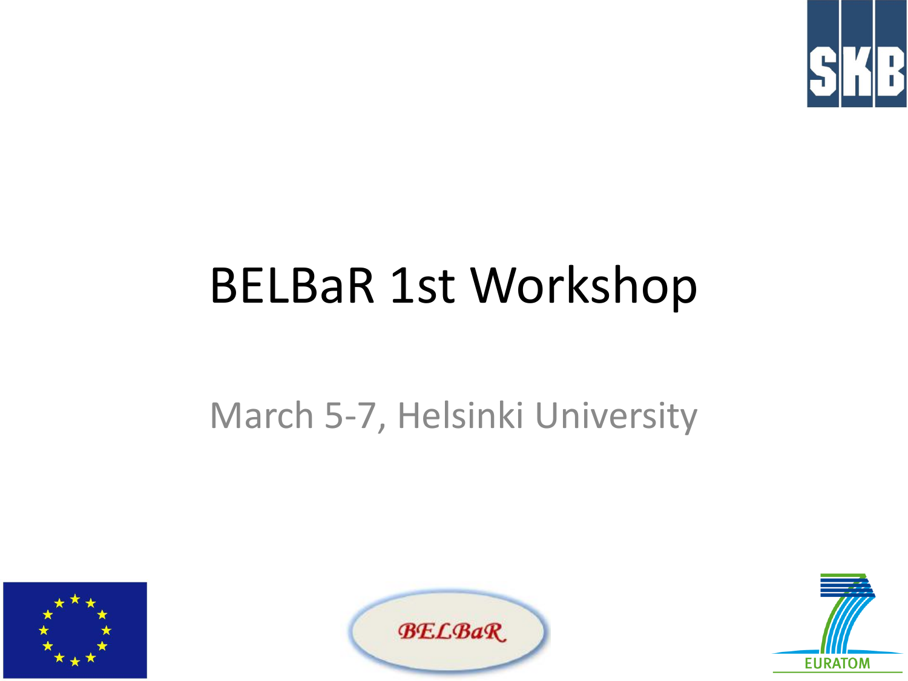# BELBaR 1st Workshop

March 5-7, Helsinki University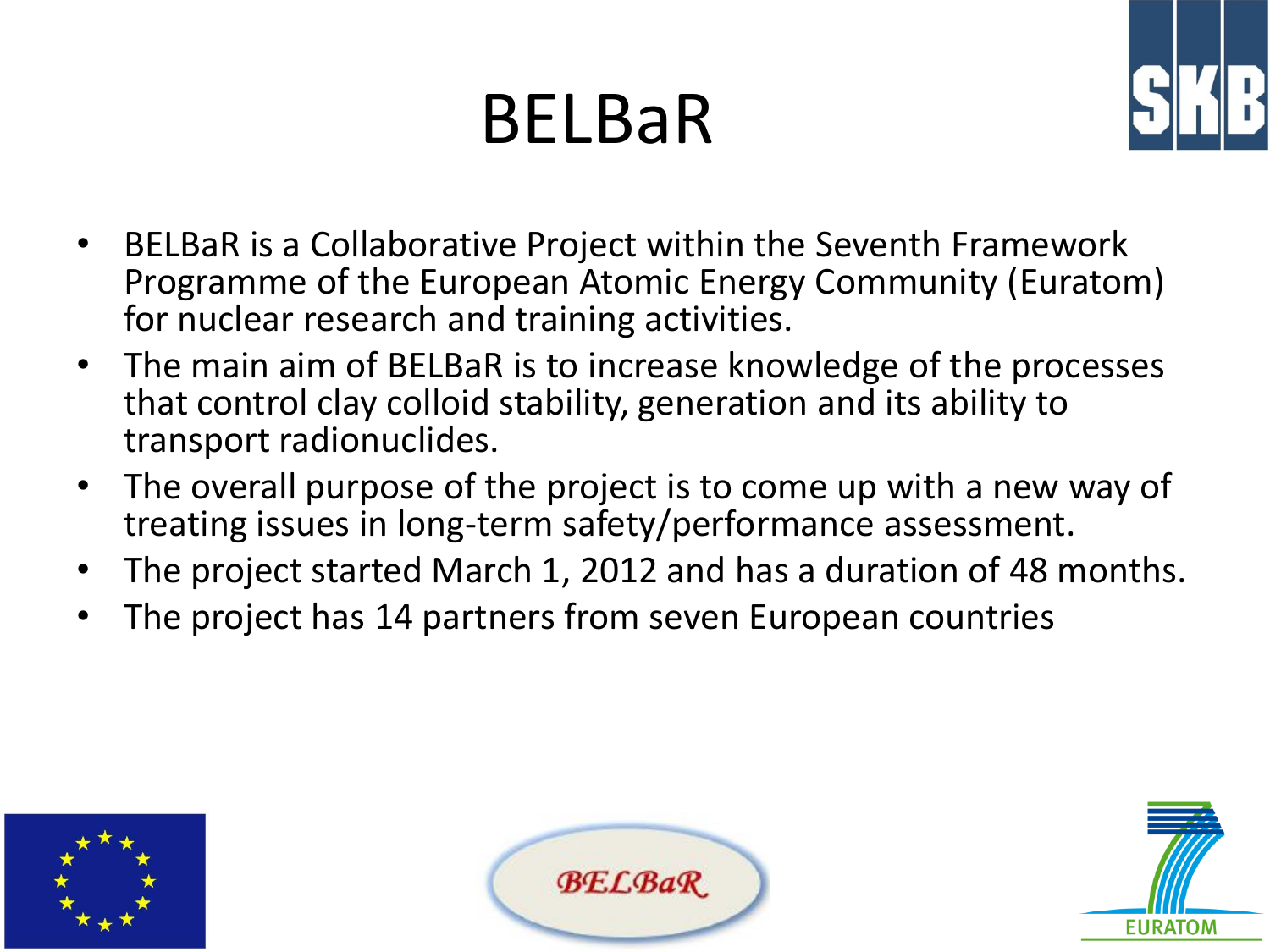# BELBaR

- BELBaR is a Collaborative Project within the Seventh Framework Programme of the European Atomic Energy Community (Euratom) for nuclear research and training activities.
- The main aim of BELBaR is to increase knowledge of the processes that control clay colloid stability, generation and its ability to transport radionuclides.
- The overall purpose of the project is to come up with a new way of treating issues in long-term safety/performance assessment.
- The project started March 1, 2012 and has a duration of 48 months.
- The project has 14 partners from seven European countries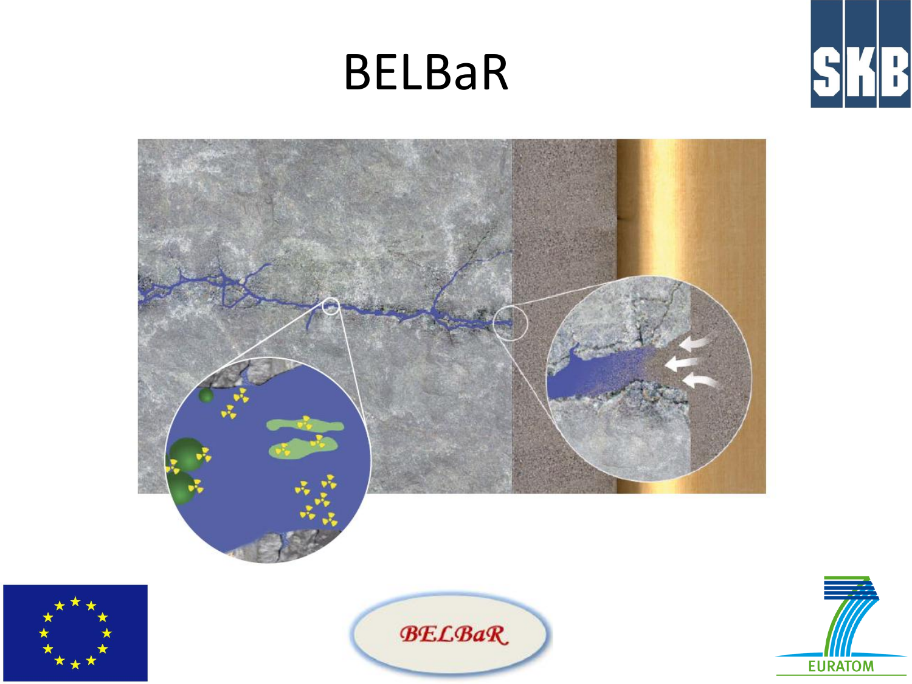# BELBaR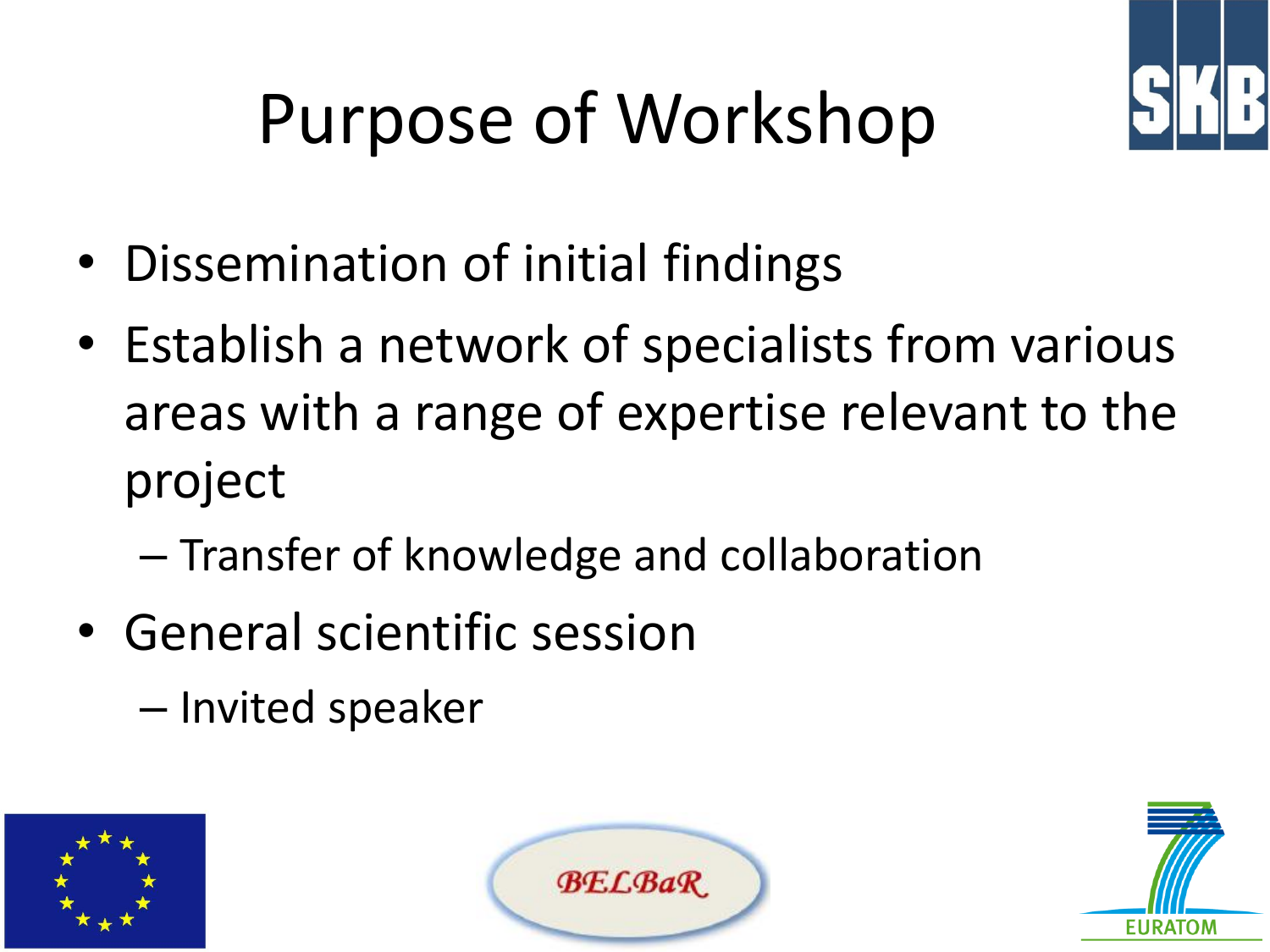# Purpose of Workshop

- Dissemination of initial findings
- Establish a network of specialists from various areas with a range of expertise relevant to the project
  - Transfer of knowledge and collaboration
- General scientific session
  - Invited speaker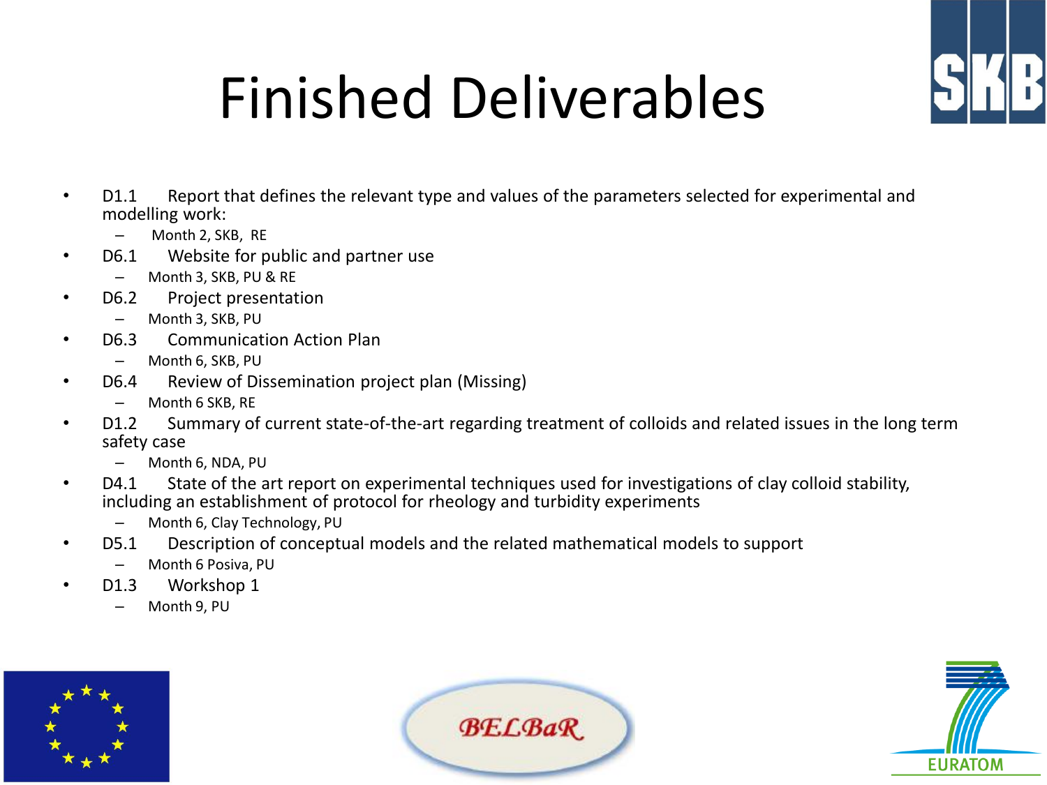# Finished Deliverables

- D1.1 Report that defines the relevant type and values of the parameters selected for experimental and modelling work:
  - Month 2, SKB, RE
- D6.1 Website for public and partner use
  - Month 3, SKB, PU & RE
- D6.2 Project presentation
  - Month 3, SKB, PU
- D6.3 Communication Action Plan
  - Month 6, SKB, PU
- D6.4 Review of Dissemination project plan (Missing)
  - Month 6 SKB, RE
- D1.2 Summary of current state-of-the-art regarding treatment of colloids and related issues in the long term safety case
  - Month 6, NDA, PU
- D4.1 State of the art report on experimental techniques used for investigations of clay colloid stability, including an establishment of protocol for rheology and turbidity experiments
  - Month 6, Clay Technology, PU
- D5.1 Description of conceptual models and the related mathematical models to support
  - Month 6 Posiva, PU
- D1.3 Workshop 1
  - Month 9, PU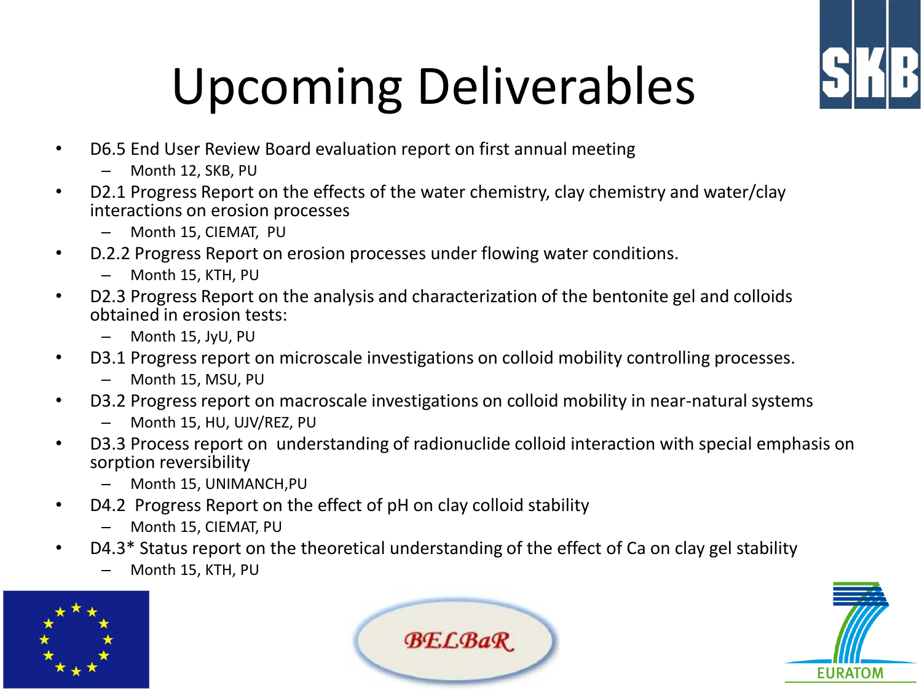# Upcoming Deliverables

- D6.5 End User Review Board evaluation report on first annual meeting
  - Month 12, SKB, PU
- D2.1 Progress Report on the effects of the water chemistry, clay chemistry and water/clay interactions on erosion processes
  - Month 15, CIEMAT, PU
- D.2.2 Progress Report on erosion processes under flowing water conditions.
  - Month 15, KTH, PU
- D2.3 Progress Report on the analysis and characterization of the bentonite gel and colloids obtained in erosion tests:
  - Month 15, JyU, PU
- D3.1 Progress report on microscale investigations on colloid mobility controlling processes.
  - Month 15, MSU, PU
- D3.2 Progress report on macroscale investigations on colloid mobility in near-natural systems
  - Month 15, HU, UJV/REZ, PU
- D3.3 Process report on understanding of radionuclide colloid interaction with special emphasis on sorption reversibility
  - Month 15, UNIMANCH,PU
- D4.2 Progress Report on the effect of pH on clay colloid stability
  - Month 15, CIEMAT, PU
- D4.3* Status report on the theoretical understanding of the effect of Ca on clay gel stability
  - Month 15, KTH, PU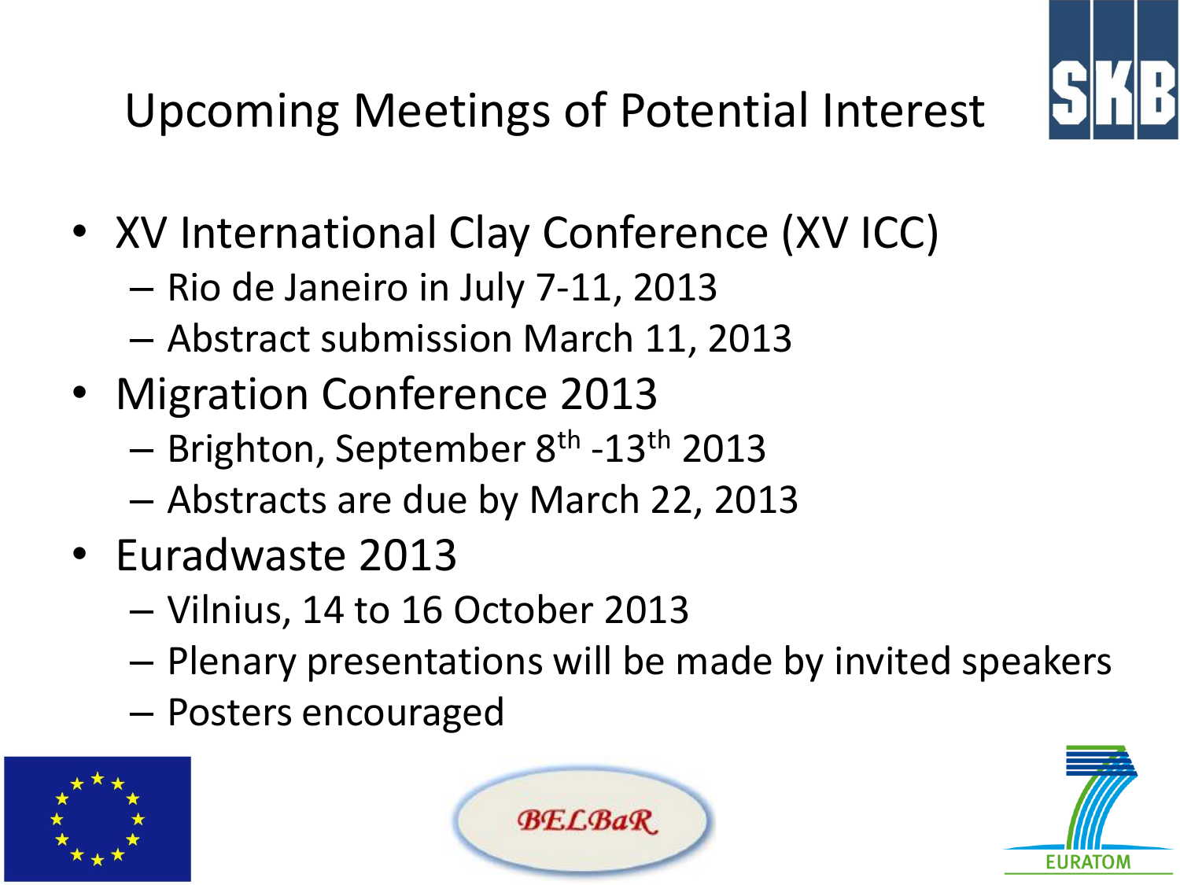# Upcoming Meetings of Potential Interest

- XV International Clay Conference (XV ICC)
  - Rio de Janeiro in July 7-11, 2013
  - Abstract submission March 11, 2013
- Migration Conference 2013
  - Brighton, September 8th -13th 2013
  - Abstracts are due by March 22, 2013
- Euradwaste 2013
  - Vilnius, 14 to 16 October 2013
  - Plenary presentations will be made by invited speakers
  - Posters encouraged